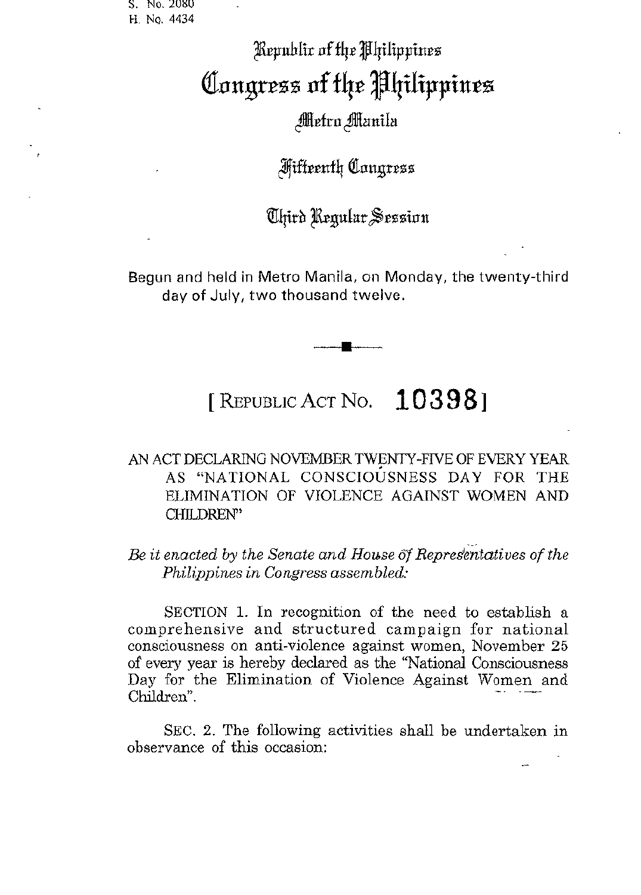S. No. 2080
H. No. 4434

# Republic of the Philippines
# Congress of the Philippines
## Metro Manila

## Fifteenth Congress

## Third Regular Session

Begun and held in Metro Manila, on Monday, the twenty-third day of July, two thousand twelve.

---

## [ REPUBLIC ACT NO. 10398 ]

AN ACT DECLARING NOVEMBER TWENTY-FIVE OF EVERY YEAR AS "NATIONAL CONSCIOUSNESS DAY FOR THE ELIMINATION OF VIOLENCE AGAINST WOMEN AND CHILDREN"

*Be it enacted by the Senate and House of Representatives of the Philippines in Congress assembled:*

SECTION 1. In recognition of the need to establish a comprehensive and structured campaign for national consciousness on anti-violence against women, November 25 of every year is hereby declared as the "National Consciousness Day for the Elimination of Violence Against Women and Children".

SEC. 2. The following activities shall be undertaken in observance of this occasion: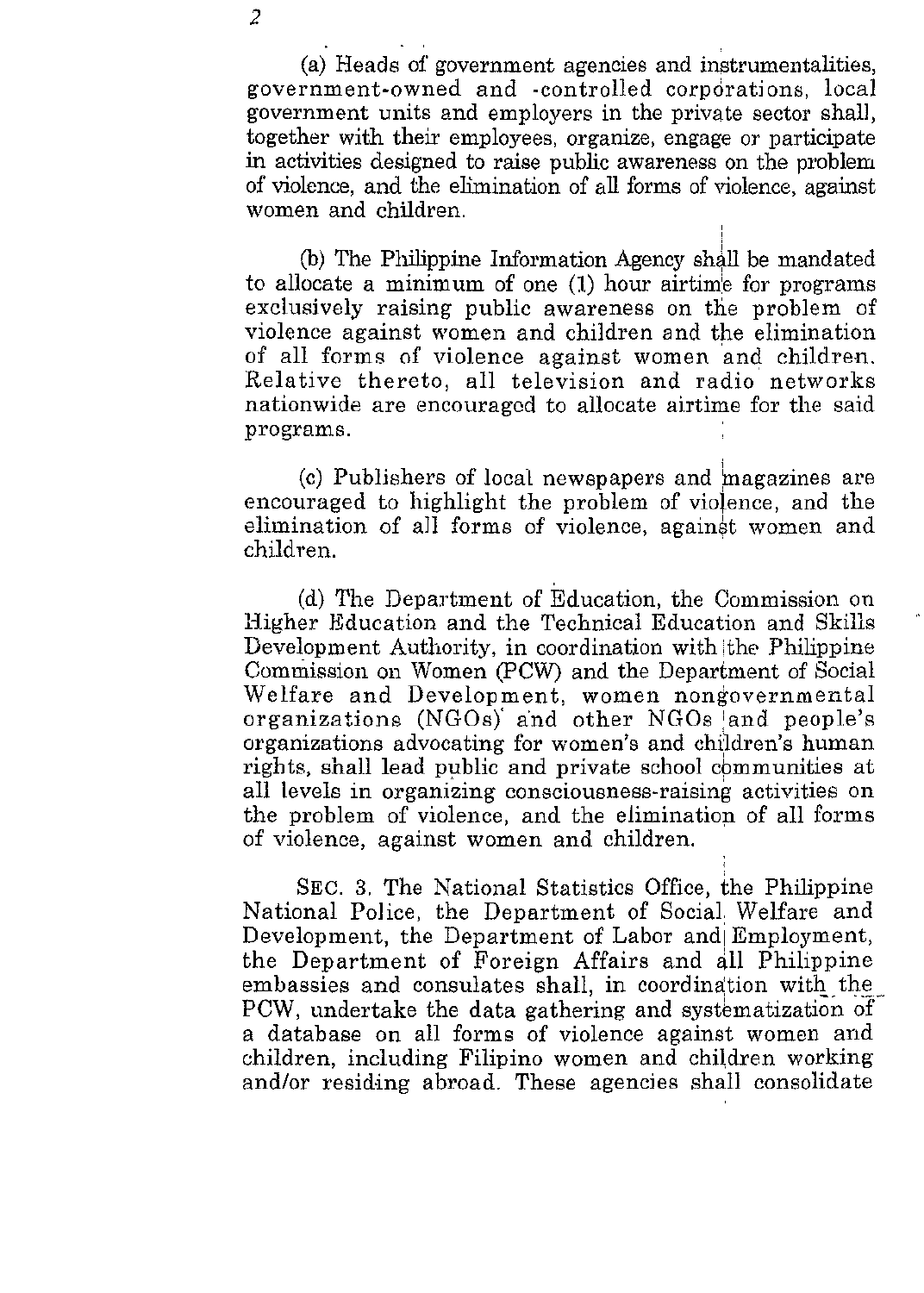(a) Heads of government agencies and instrumentalities, government-owned and -controlled corporations, local government units and employers in the private sector shall, together with their employees, organize, engage or participate in activities designed to raise public awareness on the problem of violence, and the elimination of all forms of violence, against women and children.

(b) The Philippine Information Agency shall be mandated to allocate a minimum of one (1) hour airtime for programs exclusively raising public awareness on the problem of violence against women and children and the elimination of all forms of violence against women and children. Relative thereto, all television and radio networks nationwide are encouraged to allocate airtime for the said programs.

(c) Publishers of local newspapers and magazines are encouraged to highlight the problem of violence, and the elimination of all forms of violence, against women and children.

(d) The Department of Education, the Commission on Higher Education and the Technical Education and Skills Development Authority, in coordination with the Philippine Commission on Women (PCW) and the Department of Social Welfare and Development, women nongovernmental organizations (NGOs) and other NGOs and people's organizations advocating for women's and children's human rights, shall lead public and private school communities at all levels in organizing consciousness-raising activities on the problem of violence, and the elimination of all forms of violence, against women and children.

SEC. 3. The National Statistics Office, the Philippine National Police, the Department of Social Welfare and Development, the Department of Labor and Employment, the Department of Foreign Affairs and all Philippine embassies and consulates shall, in coordination with the PCW, undertake the data gathering and systematization of a database on all forms of violence against women and children, including Filipino women and children working and/or residing abroad. These agencies shall consolidate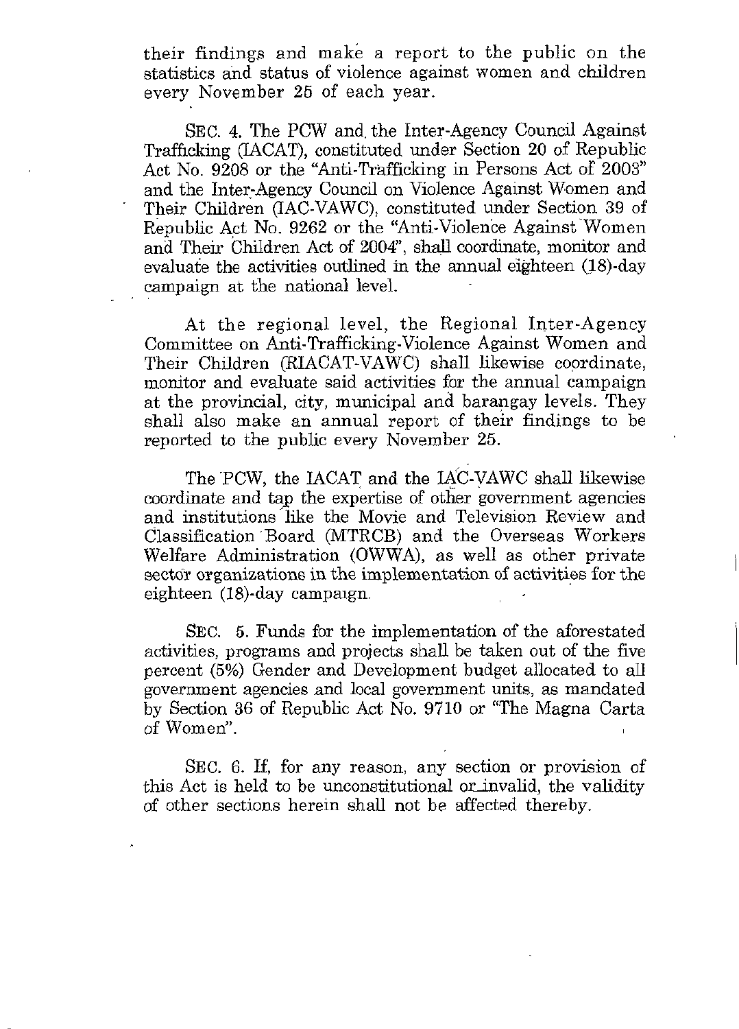their findings and make a report to the public on the statistics and status of violence against women and children every November 25 of each year.

SEC. 4. The PCW and the Inter-Agency Council Against Trafficking (IACAT), constituted under Section 20 of Republic Act No. 9208 or the "Anti-Trafficking in Persons Act of 2003" and the Inter-Agency Council on Violence Against Women and Their Children (IAC-VAWC), constituted under Section 39 of Republic Act No. 9262 or the "Anti-Violence Against Women and Their Children Act of 2004", shall coordinate, monitor and evaluate the activities outlined in the annual eighteen (18)-day campaign at the national level.

At the regional level, the Regional Inter-Agency Committee on Anti-Trafficking-Violence Against Women and Their Children (RIACAT-VAWC) shall likewise coordinate, monitor and evaluate said activities for the annual campaign at the provincial, city, municipal and barangay levels. They shall also make an annual report of their findings to be reported to the public every November 25.

The PCW, the IACAT and the IAC-VAWC shall likewise coordinate and tap the expertise of other government agencies and institutions like the Movie and Television Review and Classification Board (MTRCB) and the Overseas Workers Welfare Administration (OWWA), as well as other private sector organizations in the implementation of activities for the eighteen (18)-day campaign.

SEC. 5. Funds for the implementation of the aforestated activities, programs and projects shall be taken out of the five percent (5%) Gender and Development budget allocated to all government agencies and local government units, as mandated by Section 36 of Republic Act No. 9710 or "The Magna Carta of Women".

SEC. 6. If, for any reason, any section or provision of this Act is held to be unconstitutional or invalid, the validity of other sections herein shall not be affected thereby.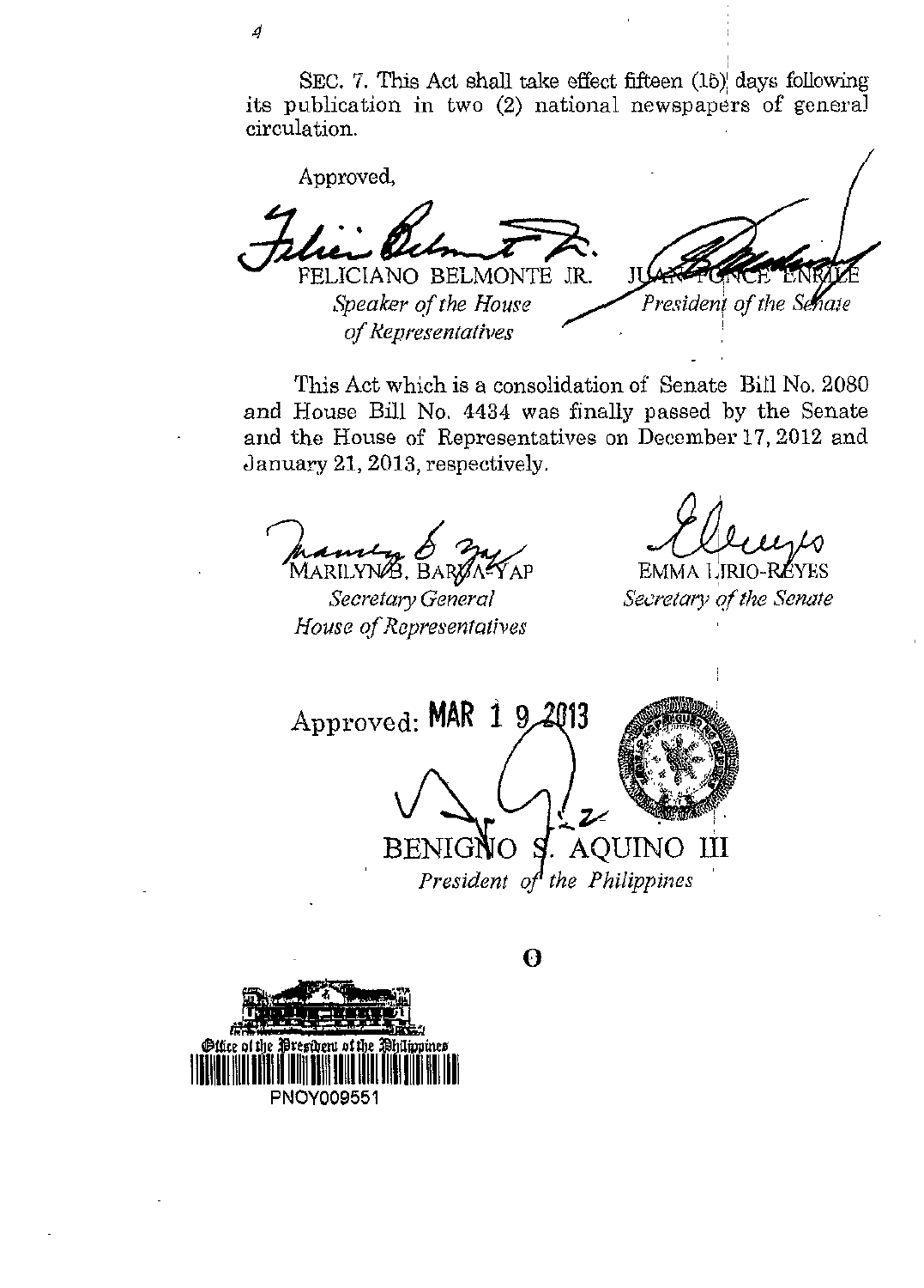SEC. 7. This Act shall take effect fifteen (15) days following its publication in two (2) national newspapers of general circulation.

Approved,

FELICIANO BELMONTE JR.
*Speaker of the House of Representatives*

JUAN PONCE ENRILE
*President of the Senate*

This Act which is a consolidation of Senate Bill No. 2080 and House Bill No. 4434 was finally passed by the Senate and the House of Representatives on December 17, 2012 and January 21, 2013, respectively.

MARILYN B. BARUA-YAP
*Secretary General*
*House of Representatives*

EMMA LIRIO-REYES
*Secretary of the Senate*

Approved: MAR 19 2013

BENIGNO S. AQUINO III
*President of the Philippines*

O

Office of the President of the Philippines
PNOY009551